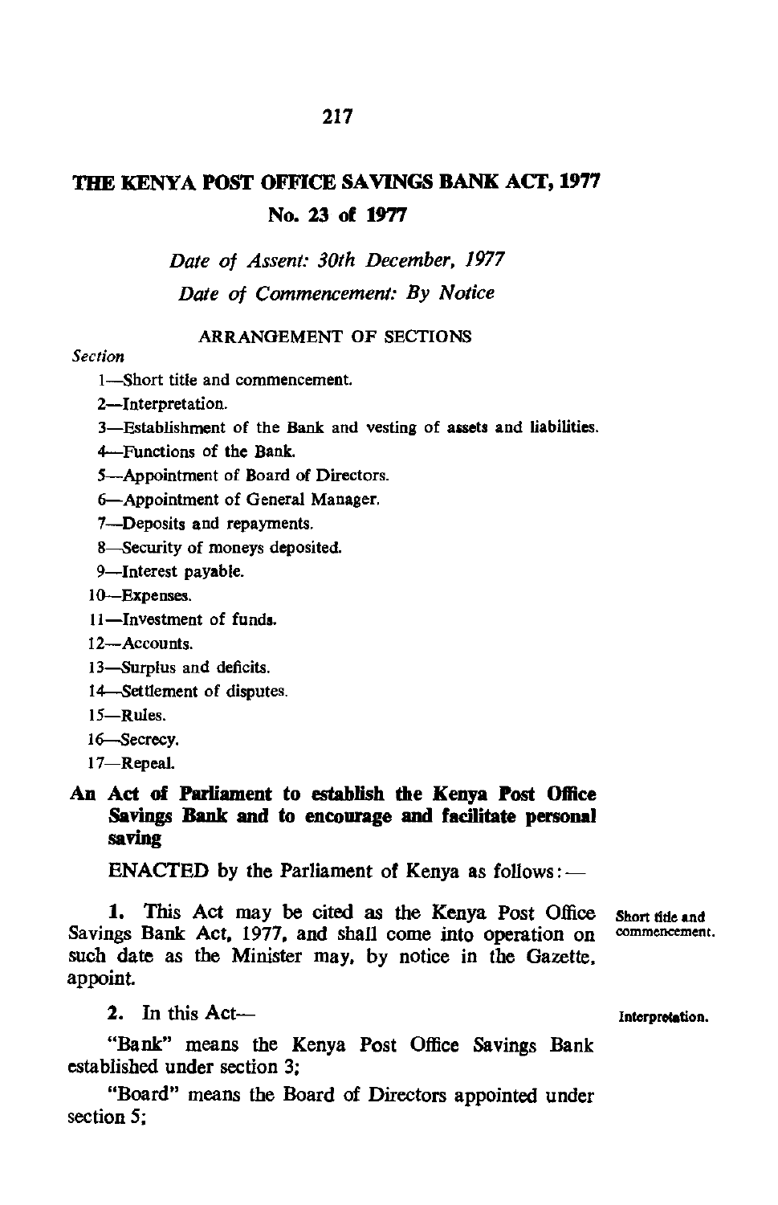# THE KENYA POST OFFICE SAVINGS BANK ACT, 1977

## No. 23 of 1977

*Date of Assent: 30th December, 1977*

*Date of Commencement: By Notice*

ARRANGEMENT OF SECTIONS

*Section*

1—Short title and commencement.

2—Interpretation.

3—Establishment of the Bank and vesting of assets and liabilities.

4—Functions of the Bank.

5—Appointment of Board of Directors.

6—Appointment of General Manager.

7—Deposits and repayments.

8—Security of moneys deposited.

9—Interest payable.

10—Expenses.

11—Investment of funds.

12—Accounts.

13—Surplus and deficits.

14—Settlement of disputes.

15—Rules.

16—Secrecy.

17—Repeal.

**An Act of Parliament to establish the Kenya Post Office Savings Bank and to encourage and facilitate personal saving**

ENACTED by the Parliament of Kenya as follows:—

Short title and commencement.

**1.** This Act may be cited as the Kenya Post Office Savings Bank Act, 1977, and shall come into operation on such date as the Minister may, by notice in the Gazette, appoint.

Interpretation.

**2.** In this Act—

"Bank" means the Kenya Post Office Savings Bank established under section 3;

"Board" means the Board of Directors appointed under section 5;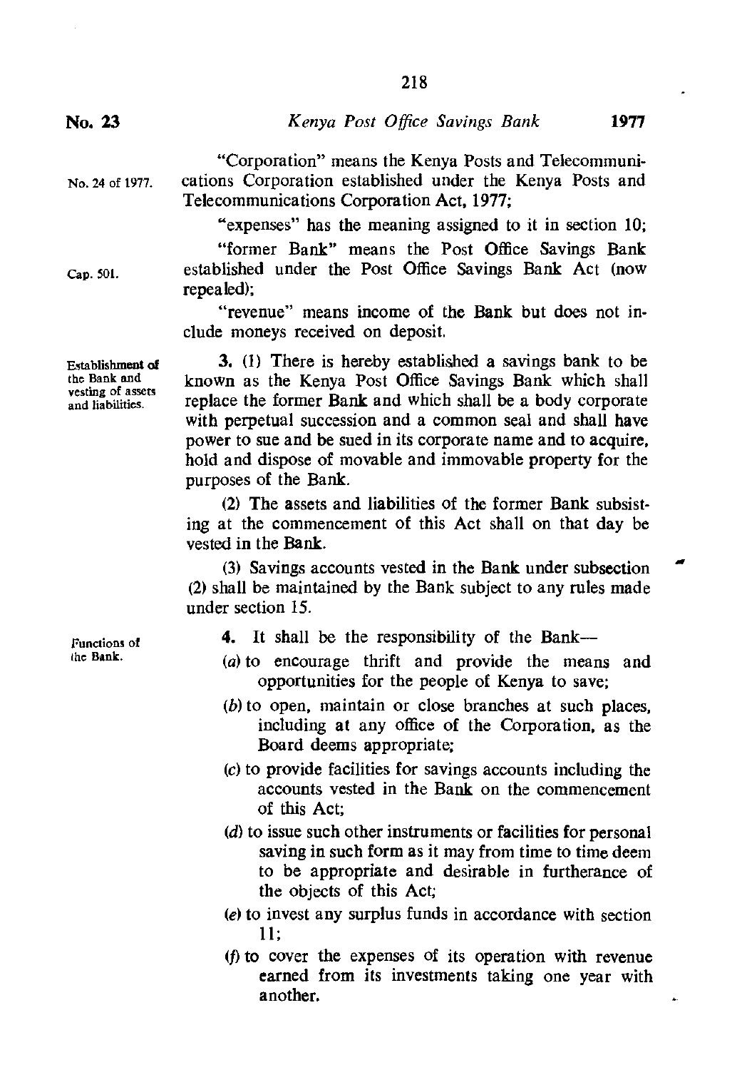"Corporation" means the Kenya Posts and Telecommunications Corporation established under the Kenya Posts and Telecommunications Corporation Act, 1977;

No. 24 of 1977.

"expenses" has the meaning assigned to it in section 10;

"former Bank" means the Post Office Savings Bank established under the Post Office Savings Bank Act (now repealed);

Cap. 501.

"revenue" means income of the Bank but does not include moneys received on deposit.

Establishment of the Bank and vesting of assets and liabilities.

**3.** (1) There is hereby established a savings bank to be known as the Kenya Post Office Savings Bank which shall replace the former Bank and which shall be a body corporate with perpetual succession and a common seal and shall have power to sue and be sued in its corporate name and to acquire, hold and dispose of movable and immovable property for the purposes of the Bank.

(2) The assets and liabilities of the former Bank subsisting at the commencement of this Act shall on that day be vested in the Bank.

(3) Savings accounts vested in the Bank under subsection (2) shall be maintained by the Bank subject to any rules made under section 15.

Functions of the Bank.

**4.** It shall be the responsibility of the Bank—

(*a*) to encourage thrift and provide the means and opportunities for the people of Kenya to save;

(*b*) to open, maintain or close branches at such places, including at any office of the Corporation, as the Board deems appropriate;

(*c*) to provide facilities for savings accounts including the accounts vested in the Bank on the commencement of this Act;

(*d*) to issue such other instruments or facilities for personal saving in such form as it may from time to time deem to be appropriate and desirable in furtherance of the objects of this Act;

(*e*) to invest any surplus funds in accordance with section 11;

(*f*) to cover the expenses of its operation with revenue earned from its investments taking one year with another.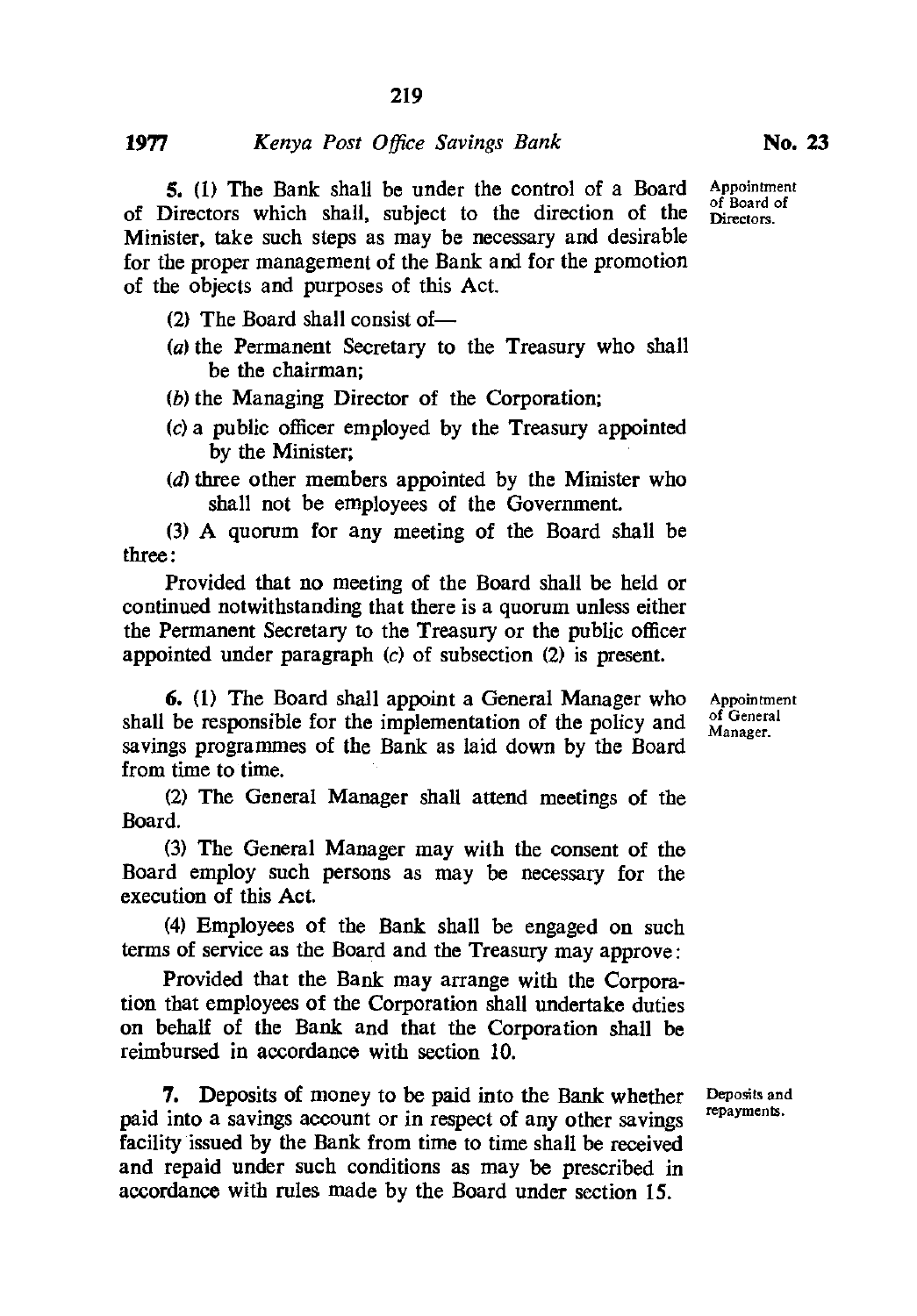**5.** (1) The Bank shall be under the control of a Board of Directors which shall, subject to the direction of the Minister, take such steps as may be necessary and desirable for the proper management of the Bank and for the promotion of the objects and purposes of this Act.

*Appointment of Board of Directors.*

(2) The Board shall consist of—

(*a*) the Permanent Secretary to the Treasury who shall be the chairman;

(*b*) the Managing Director of the Corporation;

(*c*) a public officer employed by the Treasury appointed by the Minister;

(*d*) three other members appointed by the Minister who shall not be employees of the Government.

(3) A quorum for any meeting of the Board shall be three:

Provided that no meeting of the Board shall be held or continued notwithstanding that there is a quorum unless either the Permanent Secretary to the Treasury or the public officer appointed under paragraph (*c*) of subsection (2) is present.

**6.** (1) The Board shall appoint a General Manager who shall be responsible for the implementation of the policy and savings programmes of the Bank as laid down by the Board from time to time.

*Appointment of General Manager.*

(2) The General Manager shall attend meetings of the Board.

(3) The General Manager may with the consent of the Board employ such persons as may be necessary for the execution of this Act.

(4) Employees of the Bank shall be engaged on such terms of service as the Board and the Treasury may approve:

Provided that the Bank may arrange with the Corporation that employees of the Corporation shall undertake duties on behalf of the Bank and that the Corporation shall be reimbursed in accordance with section 10.

**7.** Deposits of money to be paid into the Bank whether paid into a savings account or in respect of any other savings facility issued by the Bank from time to time shall be received and repaid under such conditions as may be prescribed in accordance with rules made by the Board under section 15.

*Deposits and repayments.*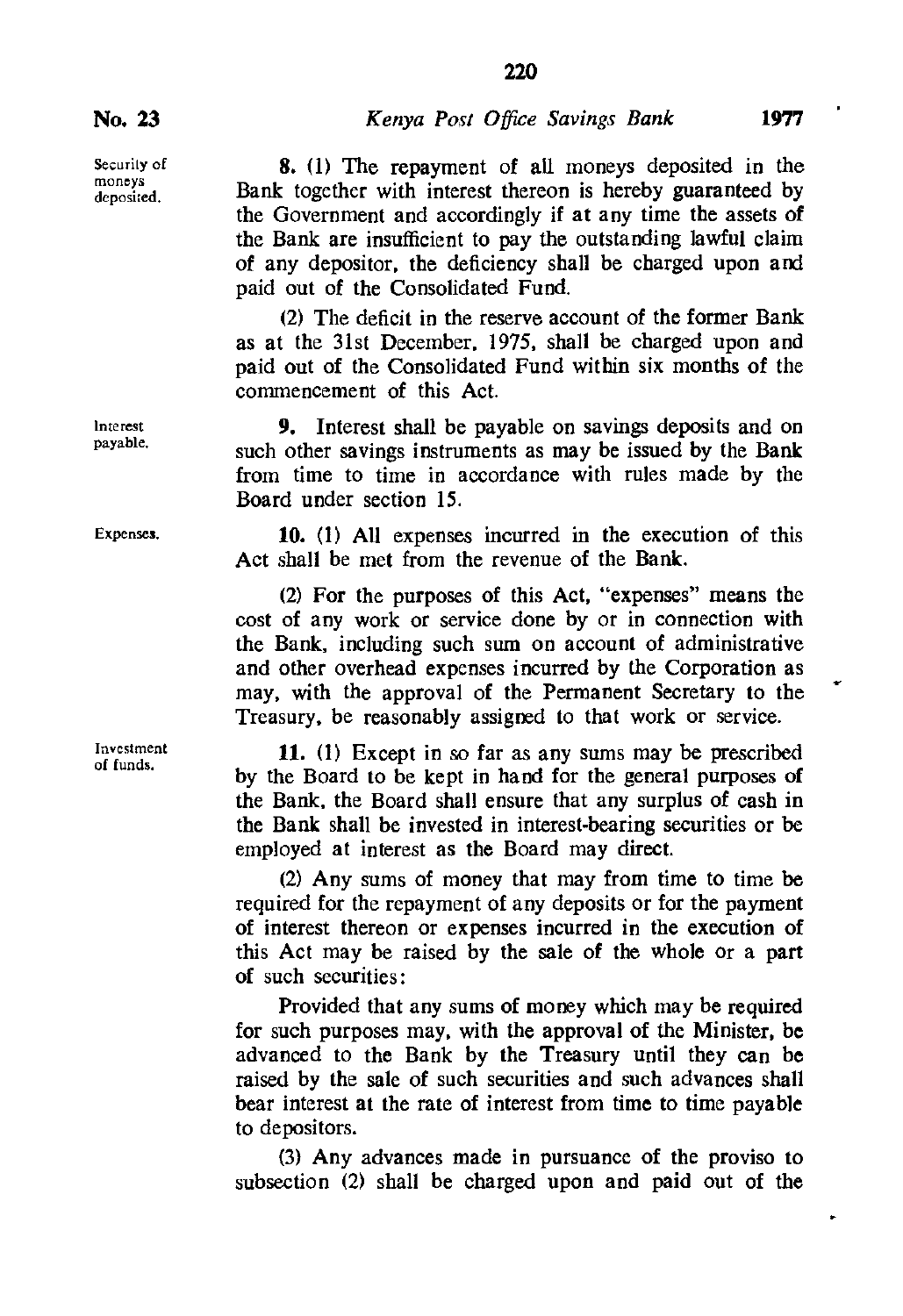Security of moneys deposited.

**8.** (1) The repayment of all moneys deposited in the Bank together with interest thereon is hereby guaranteed by the Government and accordingly if at any time the assets of the Bank are insufficient to pay the outstanding lawful claim of any depositor, the deficiency shall be charged upon and paid out of the Consolidated Fund.

(2) The deficit in the reserve account of the former Bank as at the 31st December, 1975, shall be charged upon and paid out of the Consolidated Fund within six months of the commencement of this Act.

Interest payable.

**9.** Interest shall be payable on savings deposits and on such other savings instruments as may be issued by the Bank from time to time in accordance with rules made by the Board under section 15.

Expenses.

**10.** (1) All expenses incurred in the execution of this Act shall be met from the revenue of the Bank.

(2) For the purposes of this Act, "expenses" means the cost of any work or service done by or in connection with the Bank, including such sum on account of administrative and other overhead expenses incurred by the Corporation as may, with the approval of the Permanent Secretary to the Treasury, be reasonably assigned to that work or service.

Investment of funds.

**11.** (1) Except in so far as any sums may be prescribed by the Board to be kept in hand for the general purposes of the Bank, the Board shall ensure that any surplus of cash in the Bank shall be invested in interest-bearing securities or be employed at interest as the Board may direct.

(2) Any sums of money that may from time to time be required for the repayment of any deposits or for the payment of interest thereon or expenses incurred in the execution of this Act may be raised by the sale of the whole or a part of such securities:

Provided that any sums of money which may be required for such purposes may, with the approval of the Minister, be advanced to the Bank by the Treasury until they can be raised by the sale of such securities and such advances shall bear interest at the rate of interest from time to time payable to depositors.

(3) Any advances made in pursuance of the proviso to subsection (2) shall be charged upon and paid out of the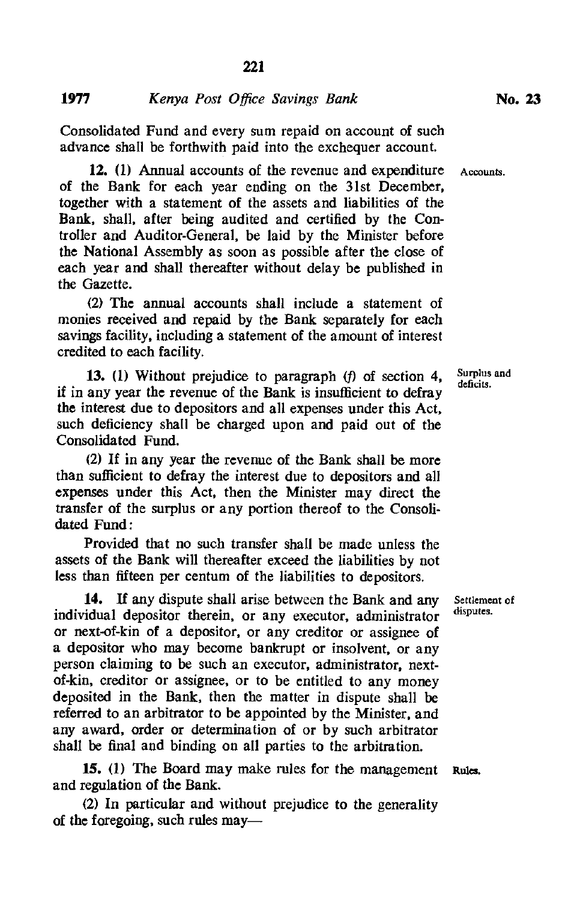Consolidated Fund and every sum repaid on account of such advance shall be forthwith paid into the exchequer account.

**12.** (1) Annual accounts of the revenue and expenditure of the Bank for each year ending on the 31st December, together with a statement of the assets and liabilities of the Bank, shall, after being audited and certified by the Controller and Auditor-General, be laid by the Minister before the National Assembly as soon as possible after the close of each year and shall thereafter without delay be published in the Gazette.

Accounts.

(2) The annual accounts shall include a statement of monies received and repaid by the Bank separately for each savings facility, including a statement of the amount of interest credited to each facility.

**13.** (1) Without prejudice to paragraph *(f)* of section 4, if in any year the revenue of the Bank is insufficient to defray the interest due to depositors and all expenses under this Act, such deficiency shall be charged upon and paid out of the Consolidated Fund.

Surplus and deficits.

(2) If in any year the revenue of the Bank shall be more than sufficient to defray the interest due to depositors and all expenses under this Act, then the Minister may direct the transfer of the surplus or any portion thereof to the Consolidated Fund:

Provided that no such transfer shall be made unless the assets of the Bank will thereafter exceed the liabilities by not less than fifteen per centum of the liabilities to depositors.

**14.** If any dispute shall arise between the Bank and any individual depositor therein, or any executor, administrator or next-of-kin of a depositor, or any creditor or assignee of a depositor who may become bankrupt or insolvent, or any person claiming to be such an executor, administrator, next-of-kin, creditor or assignee, or to be entitled to any money deposited in the Bank, then the matter in dispute shall be referred to an arbitrator to be appointed by the Minister, and any award, order or determination of or by such arbitrator shall be final and binding on all parties to the arbitration.

Settlement of disputes.

**15.** (1) The Board may make rules for the management and regulation of the Bank.

Rules.

(2) In particular and without prejudice to the generality of the foregoing, such rules may—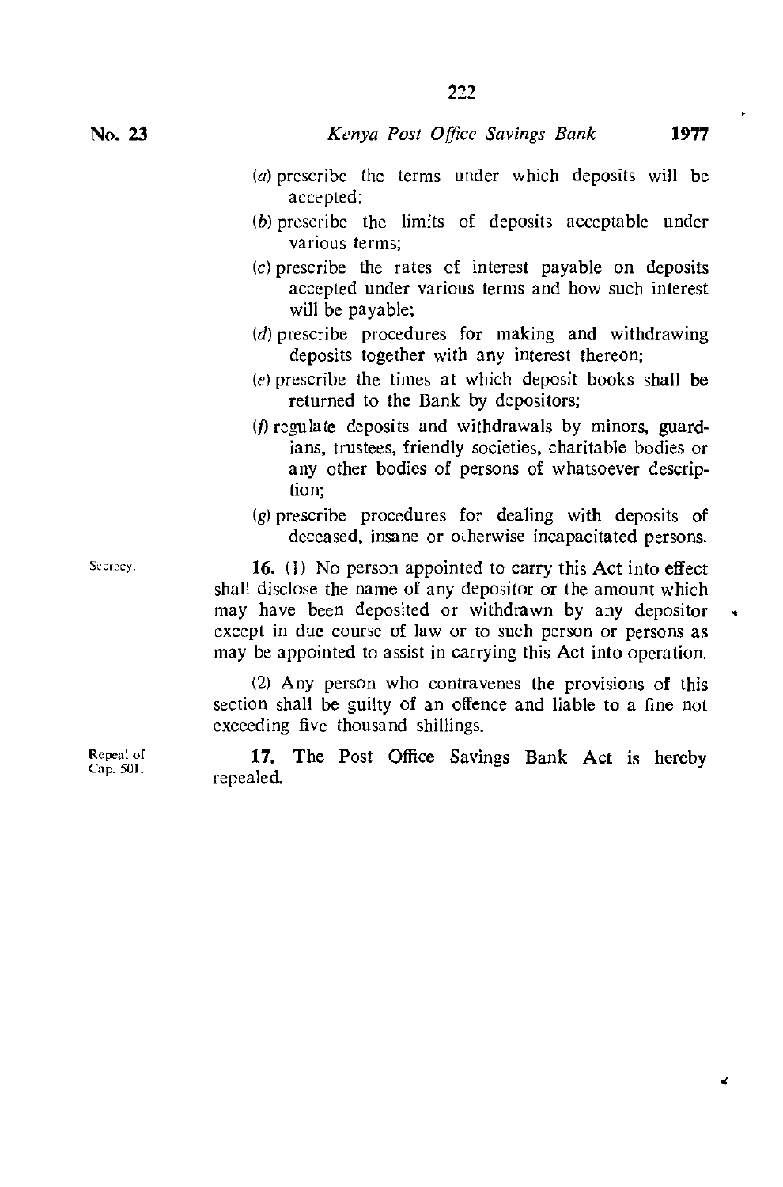(a) prescribe the terms under which deposits will be accepted;

(b) prescribe the limits of deposits acceptable under various terms;

(c) prescribe the rates of interest payable on deposits accepted under various terms and how such interest will be payable;

(d) prescribe procedures for making and withdrawing deposits together with any interest thereon;

(e) prescribe the times at which deposit books shall be returned to the Bank by depositors;

(f) regulate deposits and withdrawals by minors, guardians, trustees, friendly societies, charitable bodies or any other bodies of persons of whatsoever description;

(g) prescribe procedures for dealing with deposits of deceased, insane or otherwise incapacitated persons.

Secrecy.

**16.** (1) No person appointed to carry this Act into effect shall disclose the name of any depositor or the amount which may have been deposited or withdrawn by any depositor except in due course of law or to such person or persons as may be appointed to assist in carrying this Act into operation.

(2) Any person who contravenes the provisions of this section shall be guilty of an offence and liable to a fine not exceeding five thousand shillings.

Repeal of Cap. 501.

**17.** The Post Office Savings Bank Act is hereby repealed.